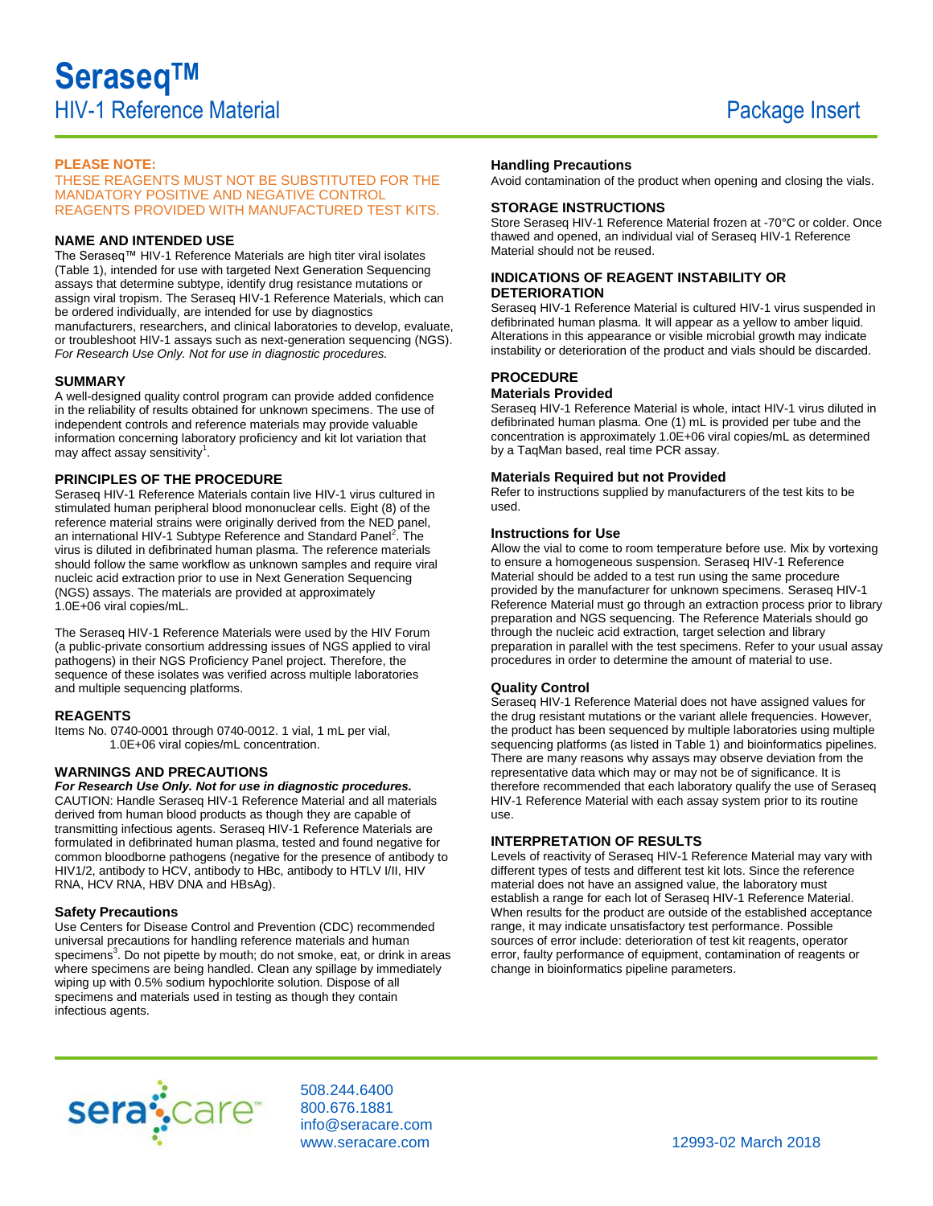# Seraseq™

## HIV-1 Reference Material

## Package Insert

**PLEASE NOTE:**

THESE REAGENTS MUST NOT BE SUBSTITUTED FOR THE MANDATORY POSITIVE AND NEGATIVE CONTROL REAGENTS PROVIDED WITH MANUFACTURED TEST KITS.

### NAME AND INTENDED USE

The Seraseq™ HIV-1 Reference Materials are high titer viral isolates (Table 1), intended for use with targeted Next Generation Sequencing assays that determine subtype, identify drug resistance mutations or assign viral tropism. The Seraseq HIV-1 Reference Materials, which can be ordered individually, are intended for use by diagnostics manufacturers, researchers, and clinical laboratories to develop, evaluate, or troubleshoot HIV-1 assays such as next-generation sequencing (NGS). *For Research Use Only. Not for use in diagnostic procedures.*

### SUMMARY

A well-designed quality control program can provide added confidence in the reliability of results obtained for unknown specimens. The use of independent controls and reference materials may provide valuable information concerning laboratory proficiency and kit lot variation that may affect assay sensitivity[1].

### PRINCIPLES OF THE PROCEDURE

Seraseq HIV-1 Reference Materials contain live HIV-1 virus cultured in stimulated human peripheral blood mononuclear cells. Eight (8) of the reference material strains were originally derived from the NED panel, an international HIV-1 Subtype Reference and Standard Panel[2]. The virus is diluted in defibrinated human plasma. The reference materials should follow the same workflow as unknown samples and require viral nucleic acid extraction prior to use in Next Generation Sequencing (NGS) assays. The materials are provided at approximately 1.0E+06 viral copies/mL.

The Seraseq HIV-1 Reference Materials were used by the HIV Forum (a public-private consortium addressing issues of NGS applied to viral pathogens) in their NGS Proficiency Panel project. Therefore, the sequence of these isolates was verified across multiple laboratories and multiple sequencing platforms.

### REAGENTS

Items No. 0740-0001 through 0740-0012. 1 vial, 1 mL per vial, 1.0E+06 viral copies/mL concentration.

### WARNINGS AND PRECAUTIONS

***For Research Use Only. Not for use in diagnostic procedures.***

CAUTION: Handle Seraseq HIV-1 Reference Material and all materials derived from human blood products as though they are capable of transmitting infectious agents. Seraseq HIV-1 Reference Materials are formulated in defibrinated human plasma, tested and found negative for common bloodborne pathogens (negative for the presence of antibody to HIV1/2, antibody to HCV, antibody to HBc, antibody to HTLV I/II, HIV RNA, HCV RNA, HBV DNA and HBsAg).

#### Safety Precautions

Use Centers for Disease Control and Prevention (CDC) recommended universal precautions for handling reference materials and human specimens[3]. Do not pipette by mouth; do not smoke, eat, or drink in areas where specimens are being handled. Clean any spillage by immediately wiping up with 0.5% sodium hypochlorite solution. Dispose of all specimens and materials used in testing as though they contain infectious agents.

#### Handling Precautions

Avoid contamination of the product when opening and closing the vials.

### STORAGE INSTRUCTIONS

Store Seraseq HIV-1 Reference Material frozen at -70°C or colder. Once thawed and opened, an individual vial of Seraseq HIV-1 Reference Material should not be reused.

### INDICATIONS OF REAGENT INSTABILITY OR DETERIORATION

Seraseq HIV-1 Reference Material is cultured HIV-1 virus suspended in defibrinated human plasma. It will appear as a yellow to amber liquid. Alterations in this appearance or visible microbial growth may indicate instability or deterioration of the product and vials should be discarded.

### PROCEDURE

#### Materials Provided

Seraseq HIV-1 Reference Material is whole, intact HIV-1 virus diluted in defibrinated human plasma. One (1) mL is provided per tube and the concentration is approximately 1.0E+06 viral copies/mL as determined by a TaqMan based, real time PCR assay.

#### Materials Required but not Provided

Refer to instructions supplied by manufacturers of the test kits to be used.

#### Instructions for Use

Allow the vial to come to room temperature before use. Mix by vortexing to ensure a homogeneous suspension. Seraseq HIV-1 Reference Material should be added to a test run using the same procedure provided by the manufacturer for unknown specimens. Seraseq HIV-1 Reference Material must go through an extraction process prior to library preparation and NGS sequencing. The Reference Materials should go through the nucleic acid extraction, target selection and library preparation in parallel with the test specimens. Refer to your usual assay procedures in order to determine the amount of material to use.

#### Quality Control

Seraseq HIV-1 Reference Material does not have assigned values for the drug resistant mutations or the variant allele frequencies. However, the product has been sequenced by multiple laboratories using multiple sequencing platforms (as listed in Table 1) and bioinformatics pipelines. There are many reasons why assays may observe deviation from the representative data which may or may not be of significance. It is therefore recommended that each laboratory qualify the use of Seraseq HIV-1 Reference Material with each assay system prior to its routine use.

### INTERPRETATION OF RESULTS

Levels of reactivity of Seraseq HIV-1 Reference Material may vary with different types of tests and different test kit lots. Since the reference material does not have an assigned value, the laboratory must establish a range for each lot of Seraseq HIV-1 Reference Material. When results for the product are outside of the established acceptance range, it may indicate unsatisfactory test performance. Possible sources of error include: deterioration of test kit reagents, operator error, faulty performance of equipment, contamination of reagents or change in bioinformatics pipeline parameters.

508.244.6400
800.676.1881
info@seracare.com
www.seracare.com

12993-02 March 2018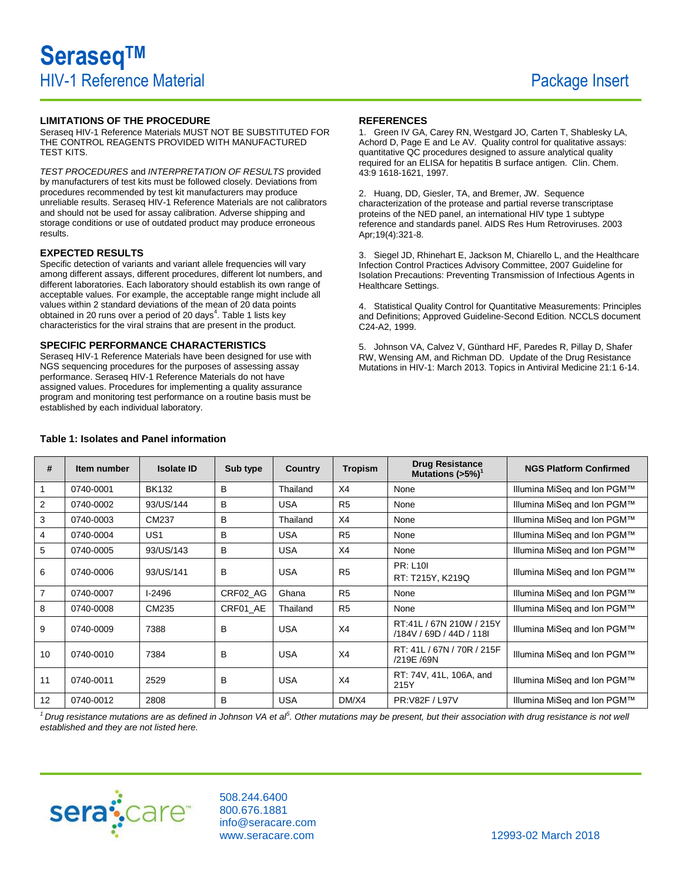## LIMITATIONS OF THE PROCEDURE

Seraseq HIV-1 Reference Materials MUST NOT BE SUBSTITUTED FOR THE CONTROL REAGENTS PROVIDED WITH MANUFACTURED TEST KITS.

*TEST PROCEDURES* and *INTERPRETATION OF RESULTS* provided by manufacturers of test kits must be followed closely. Deviations from procedures recommended by test kit manufacturers may produce unreliable results. Seraseq HIV-1 Reference Materials are not calibrators and should not be used for assay calibration. Adverse shipping and storage conditions or use of outdated product may produce erroneous results.

## EXPECTED RESULTS

Specific detection of variants and variant allele frequencies will vary among different assays, different procedures, different lot numbers, and different laboratories. Each laboratory should establish its own range of acceptable values. For example, the acceptable range might include all values within 2 standard deviations of the mean of 20 data points obtained in 20 runs over a period of 20 days[4]. Table 1 lists key characteristics for the viral strains that are present in the product.

## SPECIFIC PERFORMANCE CHARACTERISTICS

Seraseq HIV-1 Reference Materials have been designed for use with NGS sequencing procedures for the purposes of assessing assay performance. Seraseq HIV-1 Reference Materials do not have assigned values. Procedures for implementing a quality assurance program and monitoring test performance on a routine basis must be established by each individual laboratory.

## REFERENCES

1. Green IV GA, Carey RN, Westgard JO, Carten T, Shablesky LA, Achord D, Page E and Le AV. Quality control for qualitative assays: quantitative QC procedures designed to assure analytical quality required for an ELISA for hepatitis B surface antigen. Clin. Chem. 43:9 1618-1621, 1997.

2. Huang, DD, Giesler, TA, and Bremer, JW. Sequence characterization of the protease and partial reverse transcriptase proteins of the NED panel, an international HIV type 1 subtype reference and standards panel. AIDS Res Hum Retroviruses. 2003 Apr;19(4):321-8.

3. Siegel JD, Rhinehart E, Jackson M, Chiarello L, and the Healthcare Infection Control Practices Advisory Committee, 2007 Guideline for Isolation Precautions: Preventing Transmission of Infectious Agents in Healthcare Settings.

4. Statistical Quality Control for Quantitative Measurements: Principles and Definitions; Approved Guideline-Second Edition. NCCLS document C24-A2, 1999.

5. Johnson VA, Calvez V, Günthard HF, Paredes R, Pillay D, Shafer RW, Wensing AM, and Richman DD. Update of the Drug Resistance Mutations in HIV-1: March 2013. Topics in Antiviral Medicine 21:1 6-14.

**Table 1: Isolates and Panel information**

| # | Item number | Isolate ID | Sub type | Country | Tropism | Drug Resistance Mutations (>5%)[1] | NGS Platform Confirmed |
|---|---|---|---|---|---|---|---|
| 1 | 0740-0001 | BK132 | B | Thailand | X4 | None | Illumina MiSeq and Ion PGM™ |
| 2 | 0740-0002 | 93/US/144 | B | USA | R5 | None | Illumina MiSeq and Ion PGM™ |
| 3 | 0740-0003 | CM237 | B | Thailand | X4 | None | Illumina MiSeq and Ion PGM™ |
| 4 | 0740-0004 | US1 | B | USA | R5 | None | Illumina MiSeq and Ion PGM™ |
| 5 | 0740-0005 | 93/US/143 | B | USA | X4 | None | Illumina MiSeq and Ion PGM™ |
| 6 | 0740-0006 | 93/US/141 | B | USA | R5 | PR: L10I<br>RT: T215Y, K219Q | Illumina MiSeq and Ion PGM™ |
| 7 | 0740-0007 | I-2496 | CRF02_AG | Ghana | R5 | None | Illumina MiSeq and Ion PGM™ |
| 8 | 0740-0008 | CM235 | CRF01_AE | Thailand | R5 | None | Illumina MiSeq and Ion PGM™ |
| 9 | 0740-0009 | 7388 | B | USA | X4 | RT:41L / 67N 210W / 215Y /184V / 69D / 44D / 118I | Illumina MiSeq and Ion PGM™ |
| 10 | 0740-0010 | 7384 | B | USA | X4 | RT: 41L / 67N / 70R / 215F /219E /69N | Illumina MiSeq and Ion PGM™ |
| 11 | 0740-0011 | 2529 | B | USA | X4 | RT: 74V, 41L, 106A, and 215Y | Illumina MiSeq and Ion PGM™ |
| 12 | 0740-0012 | 2808 | B | USA | DM/X4 | PR:V82F / L97V | Illumina MiSeq and Ion PGM™ |

*[1] Drug resistance mutations are as defined in Johnson VA et al[5]. Other mutations may be present, but their association with drug resistance is not well established and they are not listed here.*

508.244.6400
800.676.1881
info@seracare.com
www.seracare.com

12993-02 March 2018